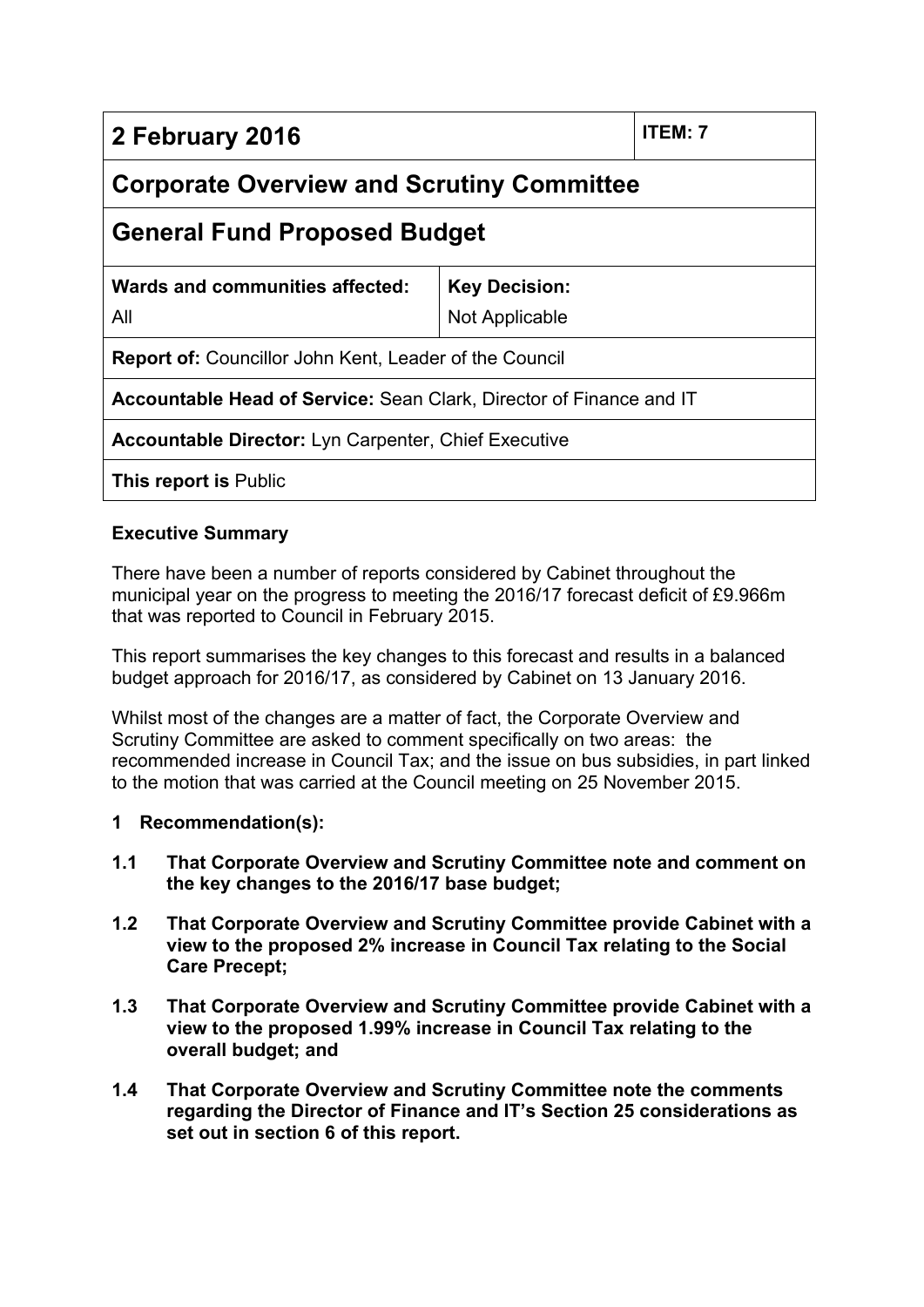| 2 February 2016 | | ITEM: 7 |
|---|---|---|
| **Corporate Overview and Scrutiny Committee** | | |
| **General Fund Proposed Budget** | | |
| **Wards and communities affected:** All | **Key Decision:** Not Applicable | |
| **Report of:** Councillor John Kent, Leader of the Council | | |
| **Accountable Head of Service:** Sean Clark, Director of Finance and IT | | |
| **Accountable Director:** Lyn Carpenter, Chief Executive | | |
| **This report is** Public | | |

**Executive Summary**

There have been a number of reports considered by Cabinet throughout the municipal year on the progress to meeting the 2016/17 forecast deficit of £9.966m that was reported to Council in February 2015.

This report summarises the key changes to this forecast and results in a balanced budget approach for 2016/17, as considered by Cabinet on 13 January 2016.

Whilst most of the changes are a matter of fact, the Corporate Overview and Scrutiny Committee are asked to comment specifically on two areas: the recommended increase in Council Tax; and the issue on bus subsidies, in part linked to the motion that was carried at the Council meeting on 25 November 2015.

**1 Recommendation(s):**

**1.1 That Corporate Overview and Scrutiny Committee note and comment on the key changes to the 2016/17 base budget;**

**1.2 That Corporate Overview and Scrutiny Committee provide Cabinet with a view to the proposed 2% increase in Council Tax relating to the Social Care Precept;**

**1.3 That Corporate Overview and Scrutiny Committee provide Cabinet with a view to the proposed 1.99% increase in Council Tax relating to the overall budget; and**

**1.4 That Corporate Overview and Scrutiny Committee note the comments regarding the Director of Finance and IT's Section 25 considerations as set out in section 6 of this report.**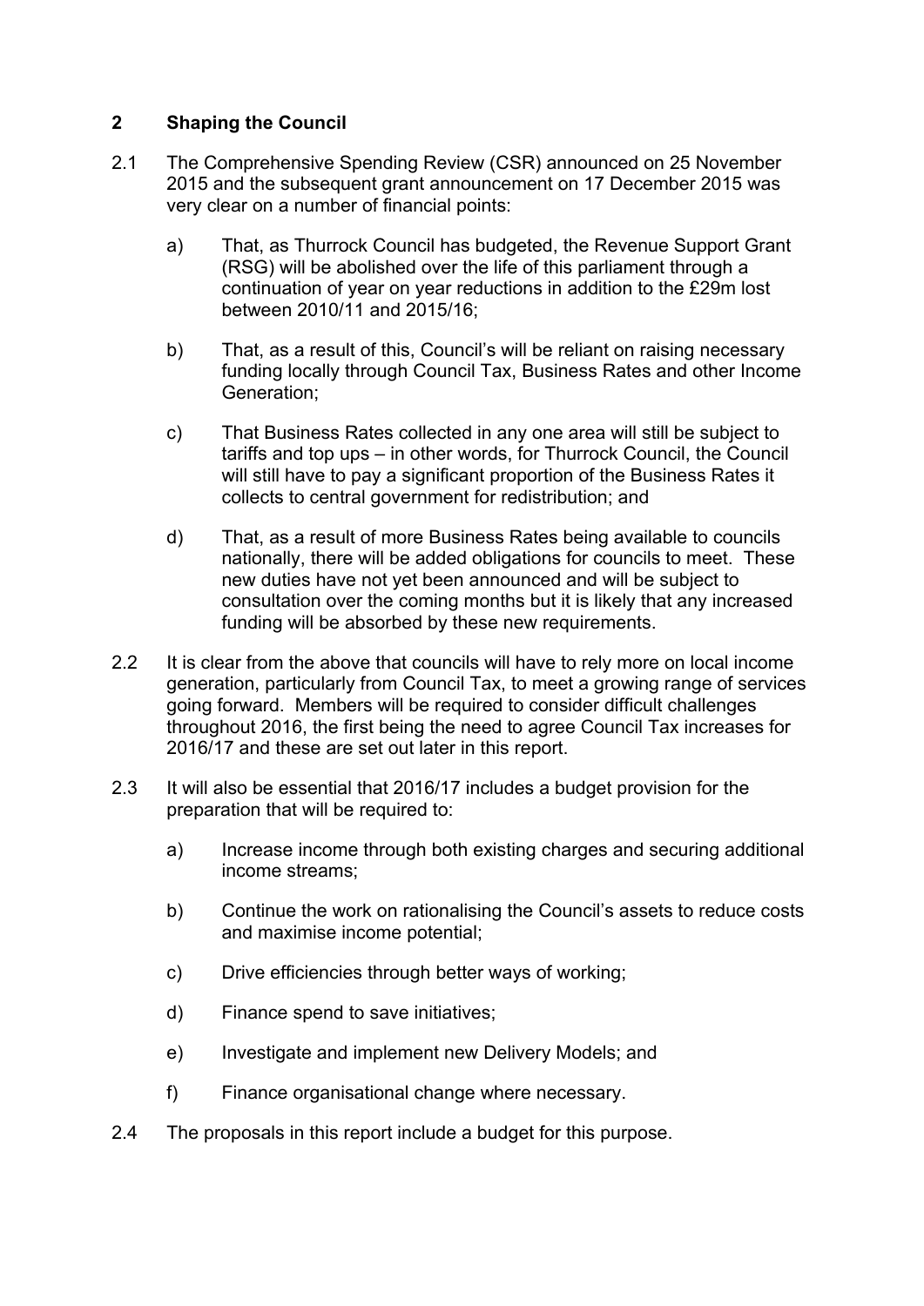## 2 Shaping the Council

2.1 The Comprehensive Spending Review (CSR) announced on 25 November 2015 and the subsequent grant announcement on 17 December 2015 was very clear on a number of financial points:

   a) That, as Thurrock Council has budgeted, the Revenue Support Grant (RSG) will be abolished over the life of this parliament through a continuation of year on year reductions in addition to the £29m lost between 2010/11 and 2015/16;

   b) That, as a result of this, Council's will be reliant on raising necessary funding locally through Council Tax, Business Rates and other Income Generation;

   c) That Business Rates collected in any one area will still be subject to tariffs and top ups – in other words, for Thurrock Council, the Council will still have to pay a significant proportion of the Business Rates it collects to central government for redistribution; and

   d) That, as a result of more Business Rates being available to councils nationally, there will be added obligations for councils to meet. These new duties have not yet been announced and will be subject to consultation over the coming months but it is likely that any increased funding will be absorbed by these new requirements.

2.2 It is clear from the above that councils will have to rely more on local income generation, particularly from Council Tax, to meet a growing range of services going forward. Members will be required to consider difficult challenges throughout 2016, the first being the need to agree Council Tax increases for 2016/17 and these are set out later in this report.

2.3 It will also be essential that 2016/17 includes a budget provision for the preparation that will be required to:

   a) Increase income through both existing charges and securing additional income streams;

   b) Continue the work on rationalising the Council's assets to reduce costs and maximise income potential;

   c) Drive efficiencies through better ways of working;

   d) Finance spend to save initiatives;

   e) Investigate and implement new Delivery Models; and

   f) Finance organisational change where necessary.

2.4 The proposals in this report include a budget for this purpose.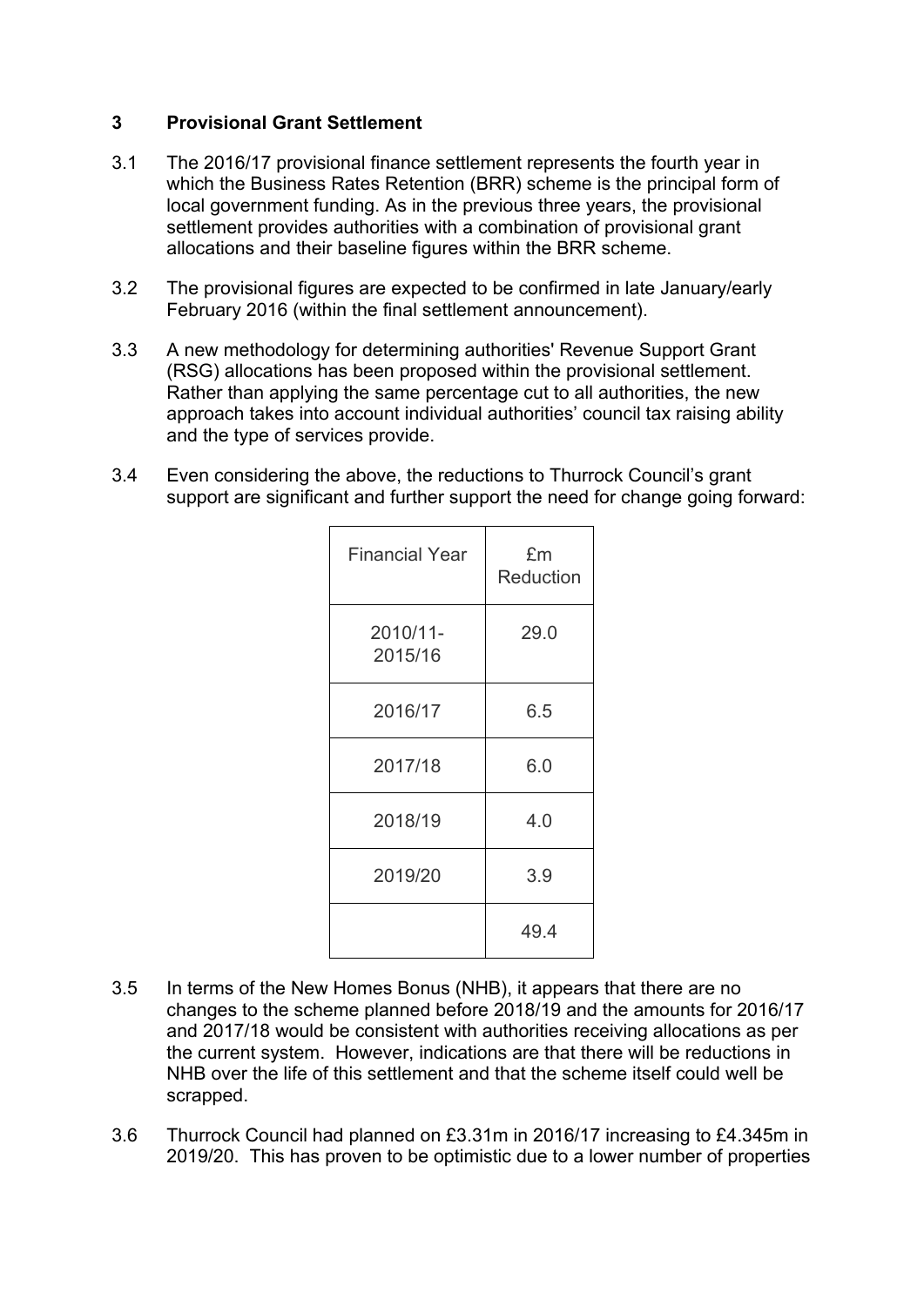## 3 Provisional Grant Settlement

3.1 The 2016/17 provisional finance settlement represents the fourth year in which the Business Rates Retention (BRR) scheme is the principal form of local government funding. As in the previous three years, the provisional settlement provides authorities with a combination of provisional grant allocations and their baseline figures within the BRR scheme.

3.2 The provisional figures are expected to be confirmed in late January/early February 2016 (within the final settlement announcement).

3.3 A new methodology for determining authorities' Revenue Support Grant (RSG) allocations has been proposed within the provisional settlement. Rather than applying the same percentage cut to all authorities, the new approach takes into account individual authorities' council tax raising ability and the type of services provide.

3.4 Even considering the above, the reductions to Thurrock Council's grant support are significant and further support the need for change going forward:

| Financial Year | £m Reduction |
|---|---|
| 2010/11-2015/16 | 29.0 |
| 2016/17 | 6.5 |
| 2017/18 | 6.0 |
| 2018/19 | 4.0 |
| 2019/20 | 3.9 |
| | 49.4 |

3.5 In terms of the New Homes Bonus (NHB), it appears that there are no changes to the scheme planned before 2018/19 and the amounts for 2016/17 and 2017/18 would be consistent with authorities receiving allocations as per the current system. However, indications are that there will be reductions in NHB over the life of this settlement and that the scheme itself could well be scrapped.

3.6 Thurrock Council had planned on £3.31m in 2016/17 increasing to £4.345m in 2019/20. This has proven to be optimistic due to a lower number of properties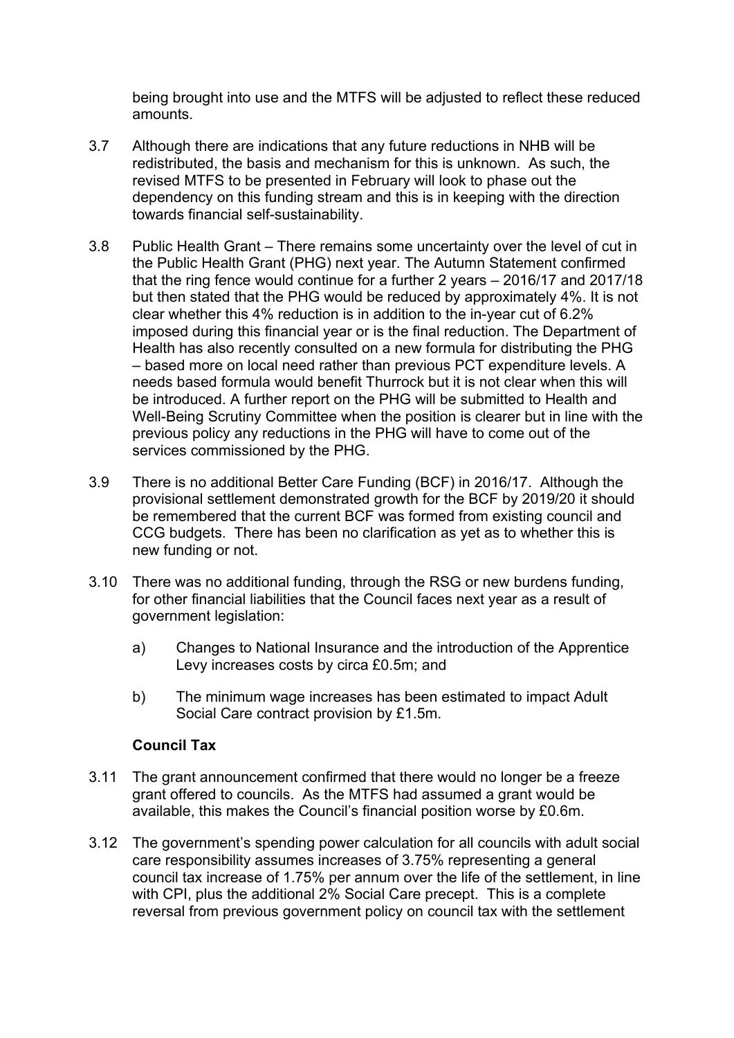being brought into use and the MTFS will be adjusted to reflect these reduced amounts.

3.7 Although there are indications that any future reductions in NHB will be redistributed, the basis and mechanism for this is unknown. As such, the revised MTFS to be presented in February will look to phase out the dependency on this funding stream and this is in keeping with the direction towards financial self-sustainability.

3.8 Public Health Grant – There remains some uncertainty over the level of cut in the Public Health Grant (PHG) next year. The Autumn Statement confirmed that the ring fence would continue for a further 2 years – 2016/17 and 2017/18 but then stated that the PHG would be reduced by approximately 4%. It is not clear whether this 4% reduction is in addition to the in-year cut of 6.2% imposed during this financial year or is the final reduction. The Department of Health has also recently consulted on a new formula for distributing the PHG – based more on local need rather than previous PCT expenditure levels. A needs based formula would benefit Thurrock but it is not clear when this will be introduced. A further report on the PHG will be submitted to Health and Well-Being Scrutiny Committee when the position is clearer but in line with the previous policy any reductions in the PHG will have to come out of the services commissioned by the PHG.

3.9 There is no additional Better Care Funding (BCF) in 2016/17. Although the provisional settlement demonstrated growth for the BCF by 2019/20 it should be remembered that the current BCF was formed from existing council and CCG budgets. There has been no clarification as yet as to whether this is new funding or not.

3.10 There was no additional funding, through the RSG or new burdens funding, for other financial liabilities that the Council faces next year as a result of government legislation:

a) Changes to National Insurance and the introduction of the Apprentice Levy increases costs by circa £0.5m; and

b) The minimum wage increases has been estimated to impact Adult Social Care contract provision by £1.5m.

**Council Tax**

3.11 The grant announcement confirmed that there would no longer be a freeze grant offered to councils. As the MTFS had assumed a grant would be available, this makes the Council's financial position worse by £0.6m.

3.12 The government's spending power calculation for all councils with adult social care responsibility assumes increases of 3.75% representing a general council tax increase of 1.75% per annum over the life of the settlement, in line with CPI, plus the additional 2% Social Care precept. This is a complete reversal from previous government policy on council tax with the settlement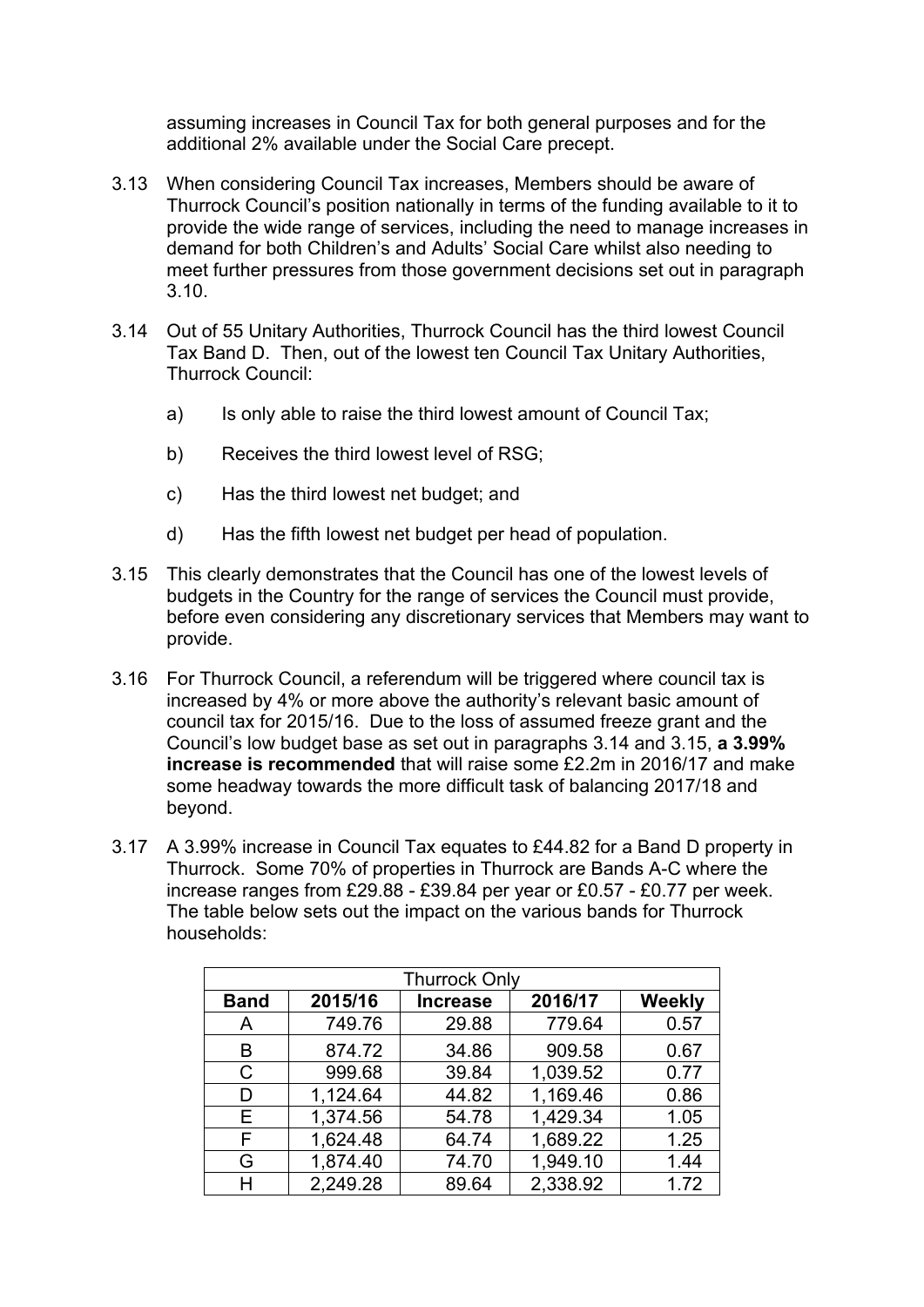assuming increases in Council Tax for both general purposes and for the additional 2% available under the Social Care precept.

3.13 When considering Council Tax increases, Members should be aware of Thurrock Council's position nationally in terms of the funding available to it to provide the wide range of services, including the need to manage increases in demand for both Children's and Adults' Social Care whilst also needing to meet further pressures from those government decisions set out in paragraph 3.10.

3.14 Out of 55 Unitary Authorities, Thurrock Council has the third lowest Council Tax Band D. Then, out of the lowest ten Council Tax Unitary Authorities, Thurrock Council:

a) Is only able to raise the third lowest amount of Council Tax;

b) Receives the third lowest level of RSG;

c) Has the third lowest net budget; and

d) Has the fifth lowest net budget per head of population.

3.15 This clearly demonstrates that the Council has one of the lowest levels of budgets in the Country for the range of services the Council must provide, before even considering any discretionary services that Members may want to provide.

3.16 For Thurrock Council, a referendum will be triggered where council tax is increased by 4% or more above the authority's relevant basic amount of council tax for 2015/16. Due to the loss of assumed freeze grant and the Council's low budget base as set out in paragraphs 3.14 and 3.15, **a 3.99% increase is recommended** that will raise some £2.2m in 2016/17 and make some headway towards the more difficult task of balancing 2017/18 and beyond.

3.17 A 3.99% increase in Council Tax equates to £44.82 for a Band D property in Thurrock. Some 70% of properties in Thurrock are Bands A-C where the increase ranges from £29.88 - £39.84 per year or £0.57 - £0.77 per week. The table below sets out the impact on the various bands for Thurrock households:

| Thurrock Only | | | | |
|---|---|---|---|---|
| **Band** | **2015/16** | **Increase** | **2016/17** | **Weekly** |
| A | 749.76 | 29.88 | 779.64 | 0.57 |
| B | 874.72 | 34.86 | 909.58 | 0.67 |
| C | 999.68 | 39.84 | 1,039.52 | 0.77 |
| D | 1,124.64 | 44.82 | 1,169.46 | 0.86 |
| E | 1,374.56 | 54.78 | 1,429.34 | 1.05 |
| F | 1,624.48 | 64.74 | 1,689.22 | 1.25 |
| G | 1,874.40 | 74.70 | 1,949.10 | 1.44 |
| H | 2,249.28 | 89.64 | 2,338.92 | 1.72 |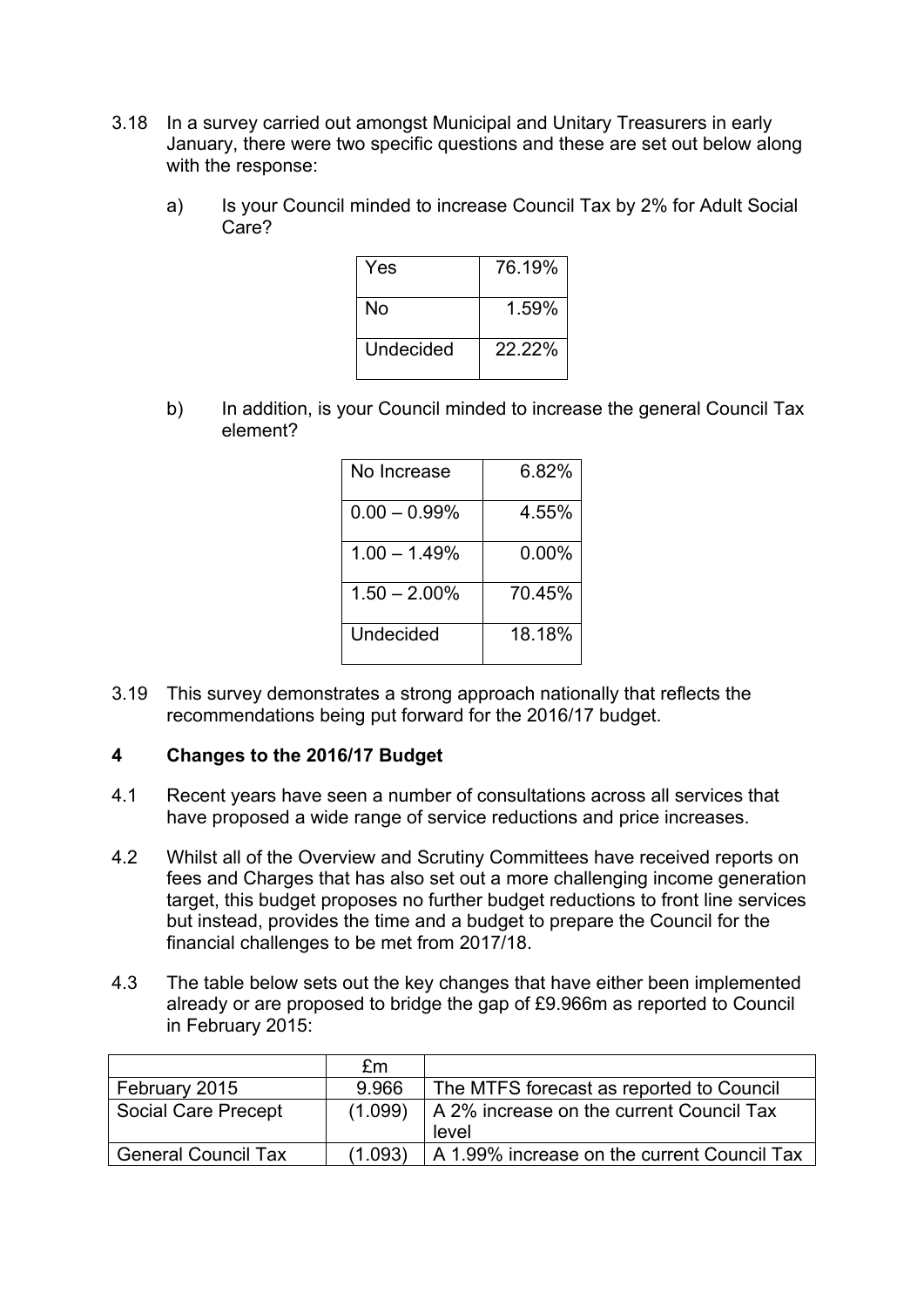3.18 In a survey carried out amongst Municipal and Unitary Treasurers in early January, there were two specific questions and these are set out below along with the response:

a) Is your Council minded to increase Council Tax by 2% for Adult Social Care?

| | |
|---|---|
| Yes | 76.19% |
| No | 1.59% |
| Undecided | 22.22% |

b) In addition, is your Council minded to increase the general Council Tax element?

| | |
|---|---|
| No Increase | 6.82% |
| 0.00 – 0.99% | 4.55% |
| 1.00 – 1.49% | 0.00% |
| 1.50 – 2.00% | 70.45% |
| Undecided | 18.18% |

3.19 This survey demonstrates a strong approach nationally that reflects the recommendations being put forward for the 2016/17 budget.

## 4 Changes to the 2016/17 Budget

4.1 Recent years have seen a number of consultations across all services that have proposed a wide range of service reductions and price increases.

4.2 Whilst all of the Overview and Scrutiny Committees have received reports on fees and Charges that has also set out a more challenging income generation target, this budget proposes no further budget reductions to front line services but instead, provides the time and a budget to prepare the Council for the financial challenges to be met from 2017/18.

4.3 The table below sets out the key changes that have either been implemented already or are proposed to bridge the gap of £9.966m as reported to Council in February 2015:

| | £m | |
|---|---|---|
| February 2015 | 9.966 | The MTFS forecast as reported to Council |
| Social Care Precept | (1.099) | A 2% increase on the current Council Tax level |
| General Council Tax | (1.093) | A 1.99% increase on the current Council Tax |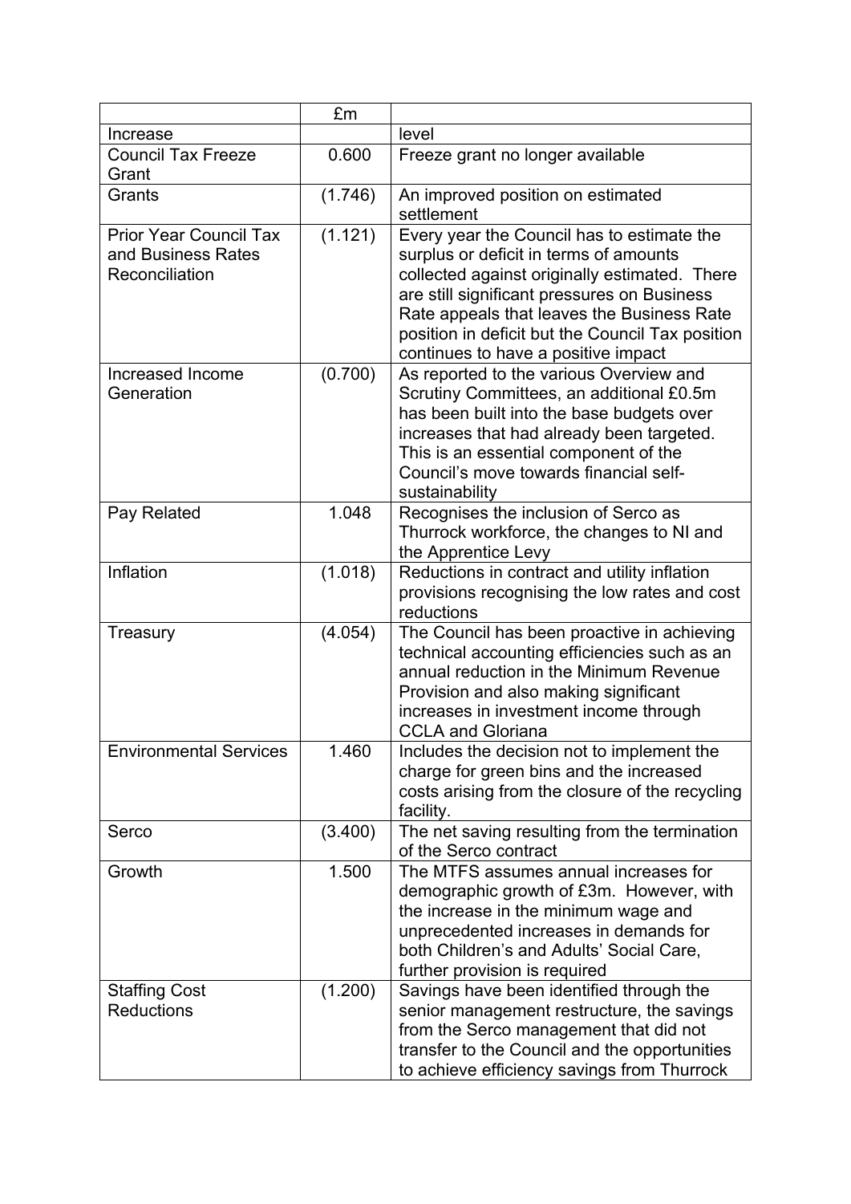| | £m | |
|---|---|---|
| Increase | | level |
| Council Tax Freeze Grant | 0.600 | Freeze grant no longer available |
| Grants | (1.746) | An improved position on estimated settlement |
| Prior Year Council Tax and Business Rates Reconciliation | (1.121) | Every year the Council has to estimate the surplus or deficit in terms of amounts collected against originally estimated. There are still significant pressures on Business Rate appeals that leaves the Business Rate position in deficit but the Council Tax position continues to have a positive impact |
| Increased Income Generation | (0.700) | As reported to the various Overview and Scrutiny Committees, an additional £0.5m has been built into the base budgets over increases that had already been targeted. This is an essential component of the Council's move towards financial self-sustainability |
| Pay Related | 1.048 | Recognises the inclusion of Serco as Thurrock workforce, the changes to NI and the Apprentice Levy |
| Inflation | (1.018) | Reductions in contract and utility inflation provisions recognising the low rates and cost reductions |
| Treasury | (4.054) | The Council has been proactive in achieving technical accounting efficiencies such as an annual reduction in the Minimum Revenue Provision and also making significant increases in investment income through CCLA and Gloriana |
| Environmental Services | 1.460 | Includes the decision not to implement the charge for green bins and the increased costs arising from the closure of the recycling facility. |
| Serco | (3.400) | The net saving resulting from the termination of the Serco contract |
| Growth | 1.500 | The MTFS assumes annual increases for demographic growth of £3m. However, with the increase in the minimum wage and unprecedented increases in demands for both Children's and Adults' Social Care, further provision is required |
| Staffing Cost Reductions | (1.200) | Savings have been identified through the senior management restructure, the savings from the Serco management that did not transfer to the Council and the opportunities to achieve efficiency savings from Thurrock |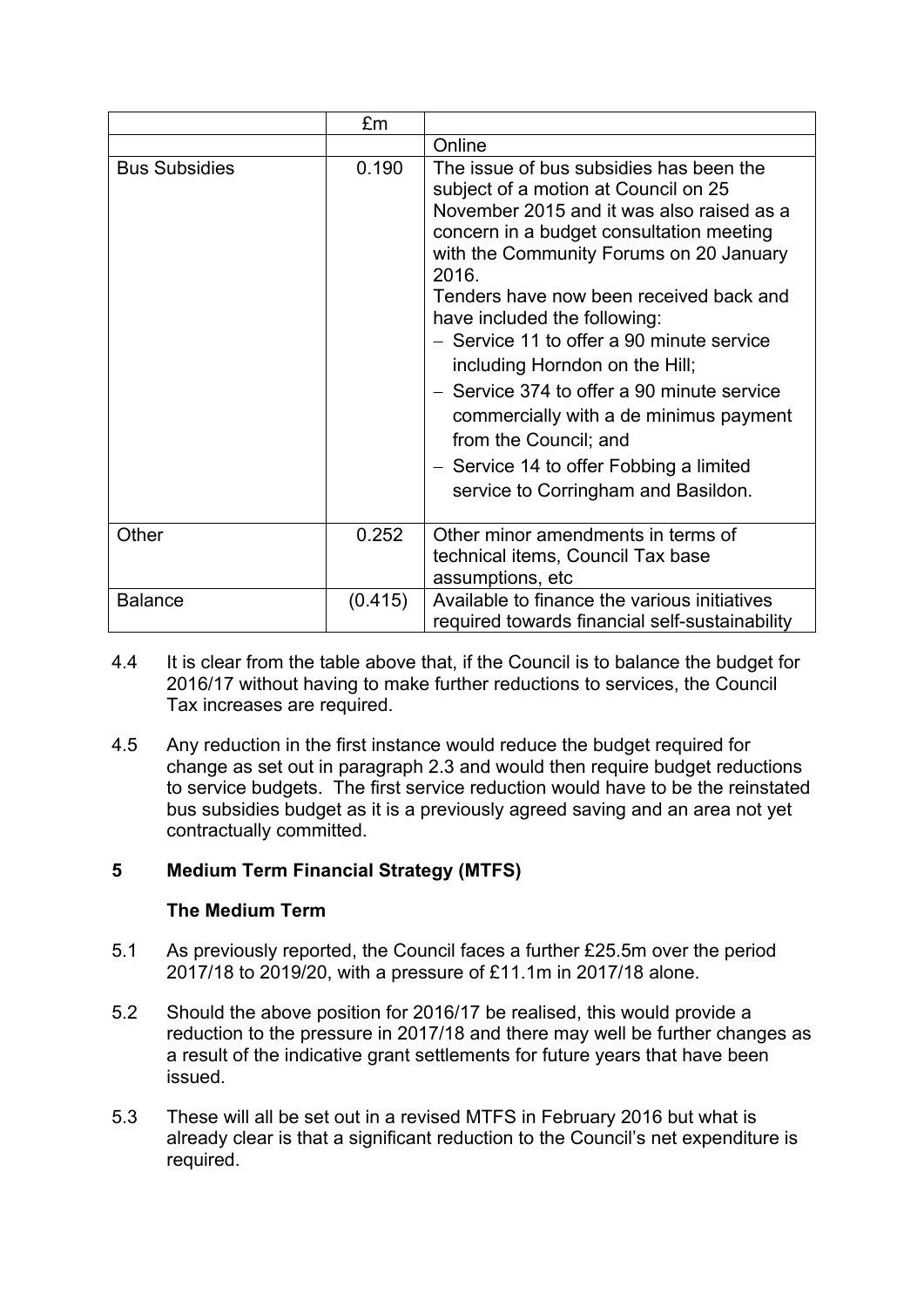| | £m | |
|---|---|---|
| | | Online |
| Bus Subsidies | 0.190 | The issue of bus subsidies has been the subject of a motion at Council on 25 November 2015 and it was also raised as a concern in a budget consultation meeting with the Community Forums on 20 January 2016.<br>Tenders have now been received back and have included the following:<br>– Service 11 to offer a 90 minute service including Horndon on the Hill;<br>– Service 374 to offer a 90 minute service commercially with a de minimus payment from the Council; and<br>– Service 14 to offer Fobbing a limited service to Corringham and Basildon. |
| Other | 0.252 | Other minor amendments in terms of technical items, Council Tax base assumptions, etc |
| Balance | (0.415) | Available to finance the various initiatives required towards financial self-sustainability |

4.4 It is clear from the table above that, if the Council is to balance the budget for 2016/17 without having to make further reductions to services, the Council Tax increases are required.

4.5 Any reduction in the first instance would reduce the budget required for change as set out in paragraph 2.3 and would then require budget reductions to service budgets. The first service reduction would have to be the reinstated bus subsidies budget as it is a previously agreed saving and an area not yet contractually committed.

## 5 Medium Term Financial Strategy (MTFS)

### The Medium Term

5.1 As previously reported, the Council faces a further £25.5m over the period 2017/18 to 2019/20, with a pressure of £11.1m in 2017/18 alone.

5.2 Should the above position for 2016/17 be realised, this would provide a reduction to the pressure in 2017/18 and there may well be further changes as a result of the indicative grant settlements for future years that have been issued.

5.3 These will all be set out in a revised MTFS in February 2016 but what is already clear is that a significant reduction to the Council's net expenditure is required.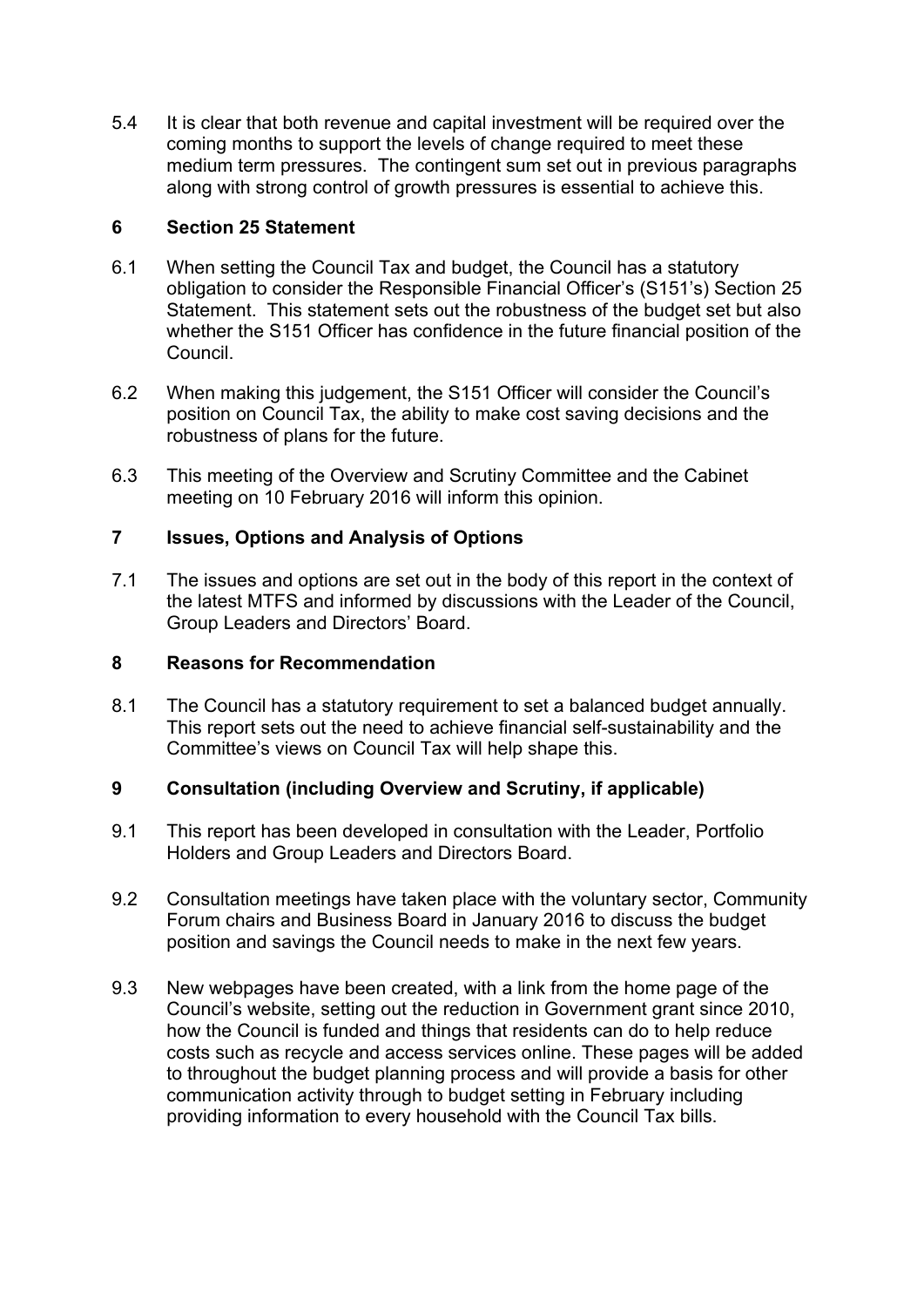5.4 It is clear that both revenue and capital investment will be required over the coming months to support the levels of change required to meet these medium term pressures. The contingent sum set out in previous paragraphs along with strong control of growth pressures is essential to achieve this.

## 6 Section 25 Statement

6.1 When setting the Council Tax and budget, the Council has a statutory obligation to consider the Responsible Financial Officer's (S151's) Section 25 Statement. This statement sets out the robustness of the budget set but also whether the S151 Officer has confidence in the future financial position of the Council.

6.2 When making this judgement, the S151 Officer will consider the Council's position on Council Tax, the ability to make cost saving decisions and the robustness of plans for the future.

6.3 This meeting of the Overview and Scrutiny Committee and the Cabinet meeting on 10 February 2016 will inform this opinion.

## 7 Issues, Options and Analysis of Options

7.1 The issues and options are set out in the body of this report in the context of the latest MTFS and informed by discussions with the Leader of the Council, Group Leaders and Directors' Board.

## 8 Reasons for Recommendation

8.1 The Council has a statutory requirement to set a balanced budget annually. This report sets out the need to achieve financial self-sustainability and the Committee's views on Council Tax will help shape this.

## 9 Consultation (including Overview and Scrutiny, if applicable)

9.1 This report has been developed in consultation with the Leader, Portfolio Holders and Group Leaders and Directors Board.

9.2 Consultation meetings have taken place with the voluntary sector, Community Forum chairs and Business Board in January 2016 to discuss the budget position and savings the Council needs to make in the next few years.

9.3 New webpages have been created, with a link from the home page of the Council's website, setting out the reduction in Government grant since 2010, how the Council is funded and things that residents can do to help reduce costs such as recycle and access services online. These pages will be added to throughout the budget planning process and will provide a basis for other communication activity through to budget setting in February including providing information to every household with the Council Tax bills.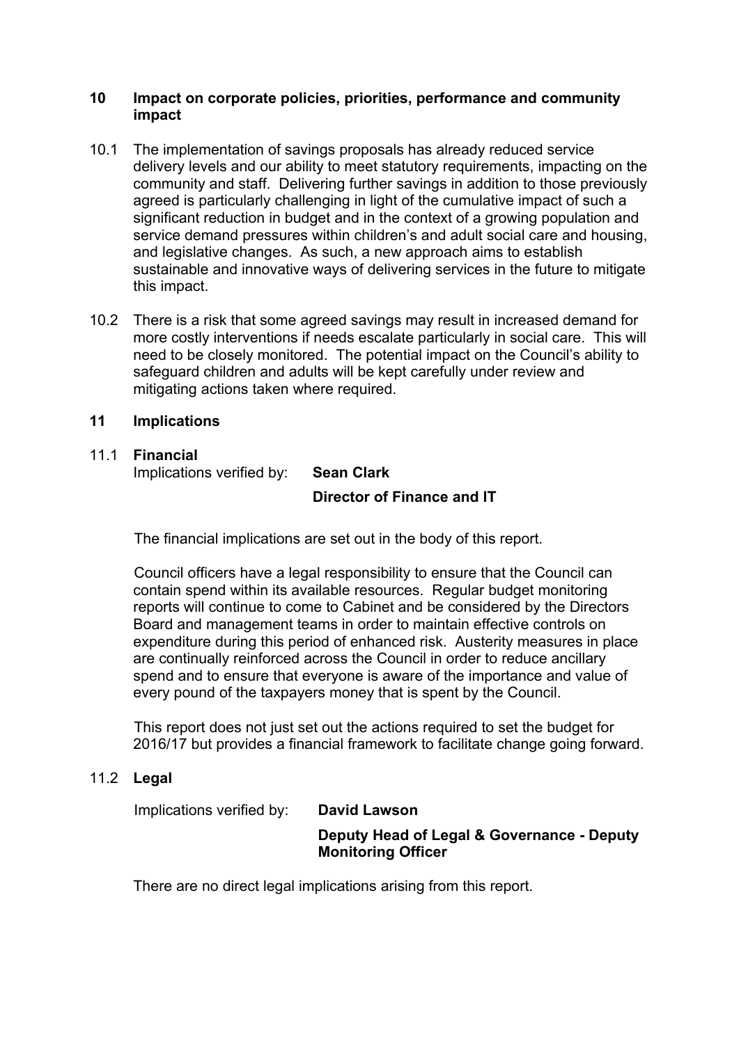## 10 Impact on corporate policies, priorities, performance and community impact

10.1 The implementation of savings proposals has already reduced service delivery levels and our ability to meet statutory requirements, impacting on the community and staff. Delivering further savings in addition to those previously agreed is particularly challenging in light of the cumulative impact of such a significant reduction in budget and in the context of a growing population and service demand pressures within children's and adult social care and housing, and legislative changes. As such, a new approach aims to establish sustainable and innovative ways of delivering services in the future to mitigate this impact.

10.2 There is a risk that some agreed savings may result in increased demand for more costly interventions if needs escalate particularly in social care. This will need to be closely monitored. The potential impact on the Council's ability to safeguard children and adults will be kept carefully under review and mitigating actions taken where required.

## 11 Implications

### 11.1 Financial

Implications verified by: **Sean Clark**

**Director of Finance and IT**

The financial implications are set out in the body of this report.

Council officers have a legal responsibility to ensure that the Council can contain spend within its available resources. Regular budget monitoring reports will continue to come to Cabinet and be considered by the Directors Board and management teams in order to maintain effective controls on expenditure during this period of enhanced risk. Austerity measures in place are continually reinforced across the Council in order to reduce ancillary spend and to ensure that everyone is aware of the importance and value of every pound of the taxpayers money that is spent by the Council.

This report does not just set out the actions required to set the budget for 2016/17 but provides a financial framework to facilitate change going forward.

### 11.2 Legal

Implications verified by: **David Lawson**

**Deputy Head of Legal & Governance - Deputy Monitoring Officer**

There are no direct legal implications arising from this report.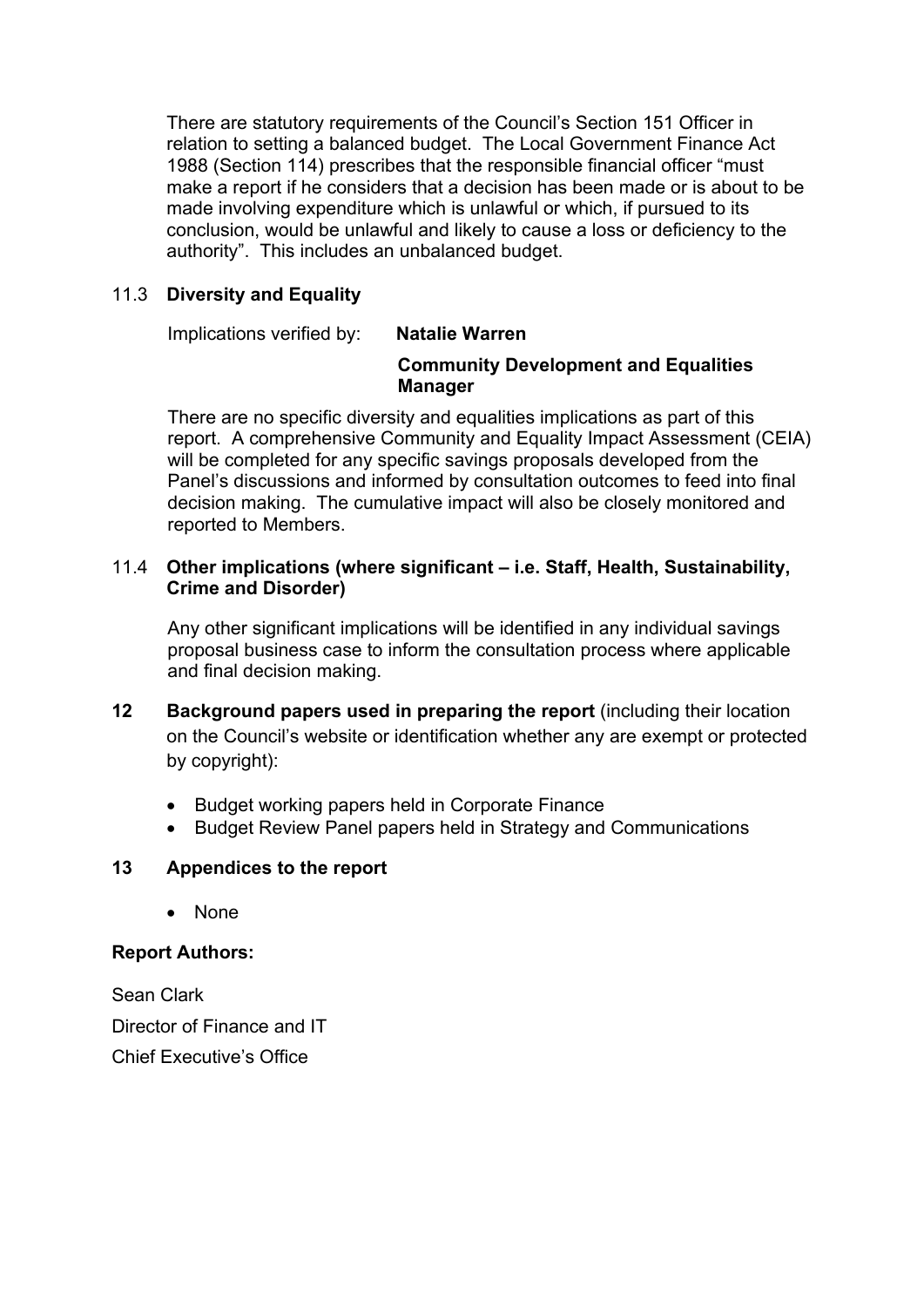There are statutory requirements of the Council's Section 151 Officer in relation to setting a balanced budget. The Local Government Finance Act 1988 (Section 114) prescribes that the responsible financial officer "must make a report if he considers that a decision has been made or is about to be made involving expenditure which is unlawful or which, if pursued to its conclusion, would be unlawful and likely to cause a loss or deficiency to the authority". This includes an unbalanced budget.

### 11.3 Diversity and Equality

Implications verified by: **Natalie Warren**
**Community Development and Equalities Manager**

There are no specific diversity and equalities implications as part of this report. A comprehensive Community and Equality Impact Assessment (CEIA) will be completed for any specific savings proposals developed from the Panel's discussions and informed by consultation outcomes to feed into final decision making. The cumulative impact will also be closely monitored and reported to Members.

### 11.4 Other implications (where significant – i.e. Staff, Health, Sustainability, Crime and Disorder)

Any other significant implications will be identified in any individual savings proposal business case to inform the consultation process where applicable and final decision making.

## 12 Background papers used in preparing the report (including their location on the Council's website or identification whether any are exempt or protected by copyright):

- Budget working papers held in Corporate Finance
- Budget Review Panel papers held in Strategy and Communications

## 13 Appendices to the report

- None

**Report Authors:**

Sean Clark
Director of Finance and IT
Chief Executive's Office